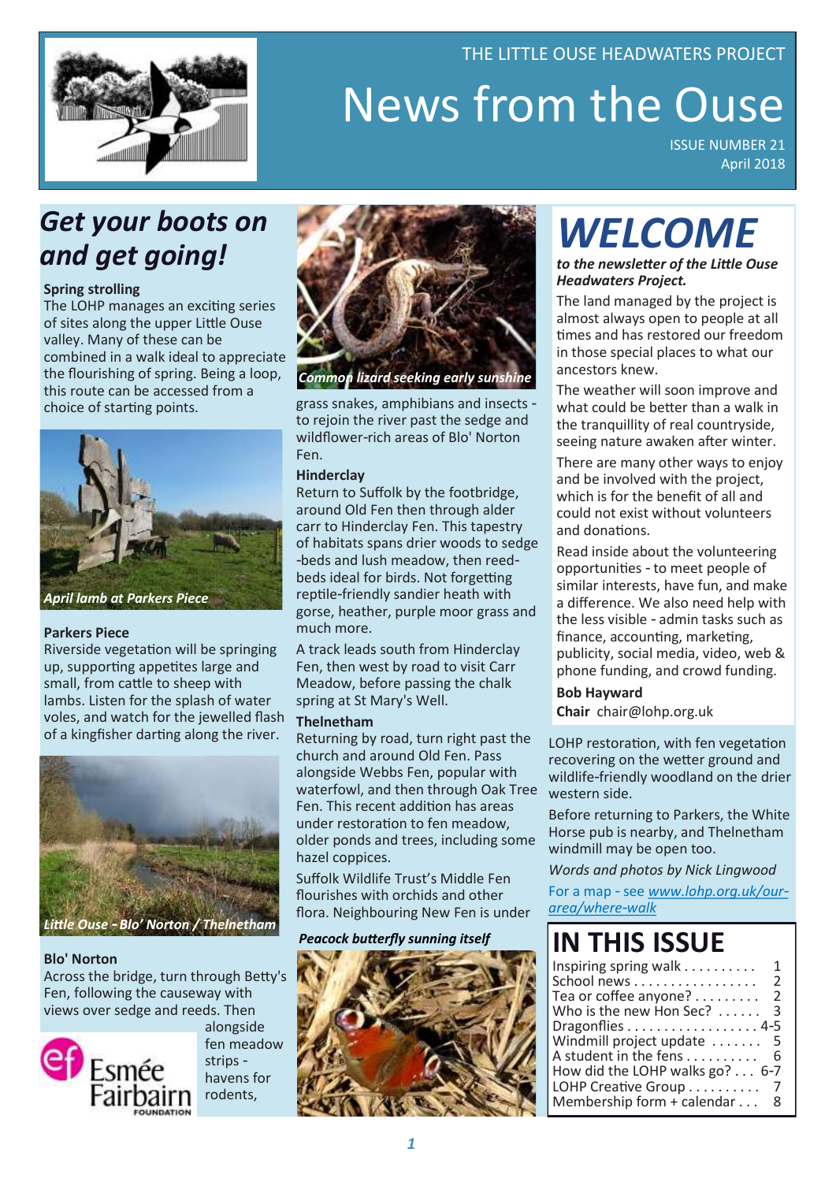THE LITTLE OUSE HEADWATERS PROJECT

# News from the Ouse

ISSUE NUMBER 21
April 2018

## *Get your boots on and get going!*

**Spring strolling**

The LOHP manages an exciting series of sites along the upper Little Ouse valley. Many of these can be combined in a walk ideal to appreciate the flourishing of spring. Being a loop, this route can be accessed from a choice of starting points.

*April lamb at Parkers Piece*

**Parkers Piece**

Riverside vegetation will be springing up, supporting appetites large and small, from cattle to sheep with lambs. Listen for the splash of water voles, and watch for the jewelled flash of a kingfisher darting along the river.

*Little Ouse - Blo' Norton / Thelnetham*

**Blo' Norton**

Across the bridge, turn through Betty's Fen, following the causeway with views over sedge and reeds. Then alongside fen meadow strips - havens for rodents, grass snakes, amphibians and insects - to rejoin the river past the sedge and wildflower-rich areas of Blo' Norton Fen.

*Common lizard seeking early sunshine*

**Hinderclay**

Return to Suffolk by the footbridge, around Old Fen then through alder carr to Hinderclay Fen. This tapestry of habitats spans drier woods to sedge-beds and lush meadow, then reed-beds ideal for birds. Not forgetting reptile-friendly sandier heath with gorse, heather, purple moor grass and much more.

A track leads south from Hinderclay Fen, then west by road to visit Carr Meadow, before passing the chalk spring at St Mary's Well.

**Thelnetham**

Returning by road, turn right past the church and around Old Fen. Pass alongside Webbs Fen, popular with waterfowl, and then through Oak Tree Fen. This recent addition has areas under restoration to fen meadow, older ponds and trees, including some hazel coppices.

Suffolk Wildlife Trust's Middle Fen flourishes with orchids and other flora. Neighbouring New Fen is under LOHP restoration, with fen vegetation recovering on the wetter ground and wildlife-friendly woodland on the drier western side.

Before returning to Parkers, the White Horse pub is nearby, and Thelnetham windmill may be open too.

*Words and photos by Nick Lingwood*

For a map - see [www.lohp.org.uk/our-area/where-walk](www.lohp.org.uk/our-area/where-walk)

*Peacock butterfly sunning itself*

Esmée Fairbairn FOUNDATION

## *WELCOME*

***to the newsletter of the Little Ouse Headwaters Project.***

The land managed by the project is almost always open to people at all times and has restored our freedom in those special places to what our ancestors knew.

The weather will soon improve and what could be better than a walk in the tranquillity of real countryside, seeing nature awaken after winter.

There are many other ways to enjoy and be involved with the project, which is for the benefit of all and could not exist without volunteers and donations.

Read inside about the volunteering opportunities - to meet people of similar interests, have fun, and make a difference. We also need help with the less visible - admin tasks such as finance, accounting, marketing, publicity, social media, video, web & phone funding, and crowd funding.

**Bob Hayward**
**Chair** chair@lohp.org.uk

## IN THIS ISSUE

| | |
|---|---|
| Inspiring spring walk | 1 |
| School news | 2 |
| Tea or coffee anyone? | 2 |
| Who is the new Hon Sec? | 3 |
| Dragonflies | 4-5 |
| Windmill project update | 5 |
| A student in the fens | 6 |
| How did the LOHP walks go? | 6-7 |
| LOHP Creative Group | 7 |
| Membership form + calendar | 8 |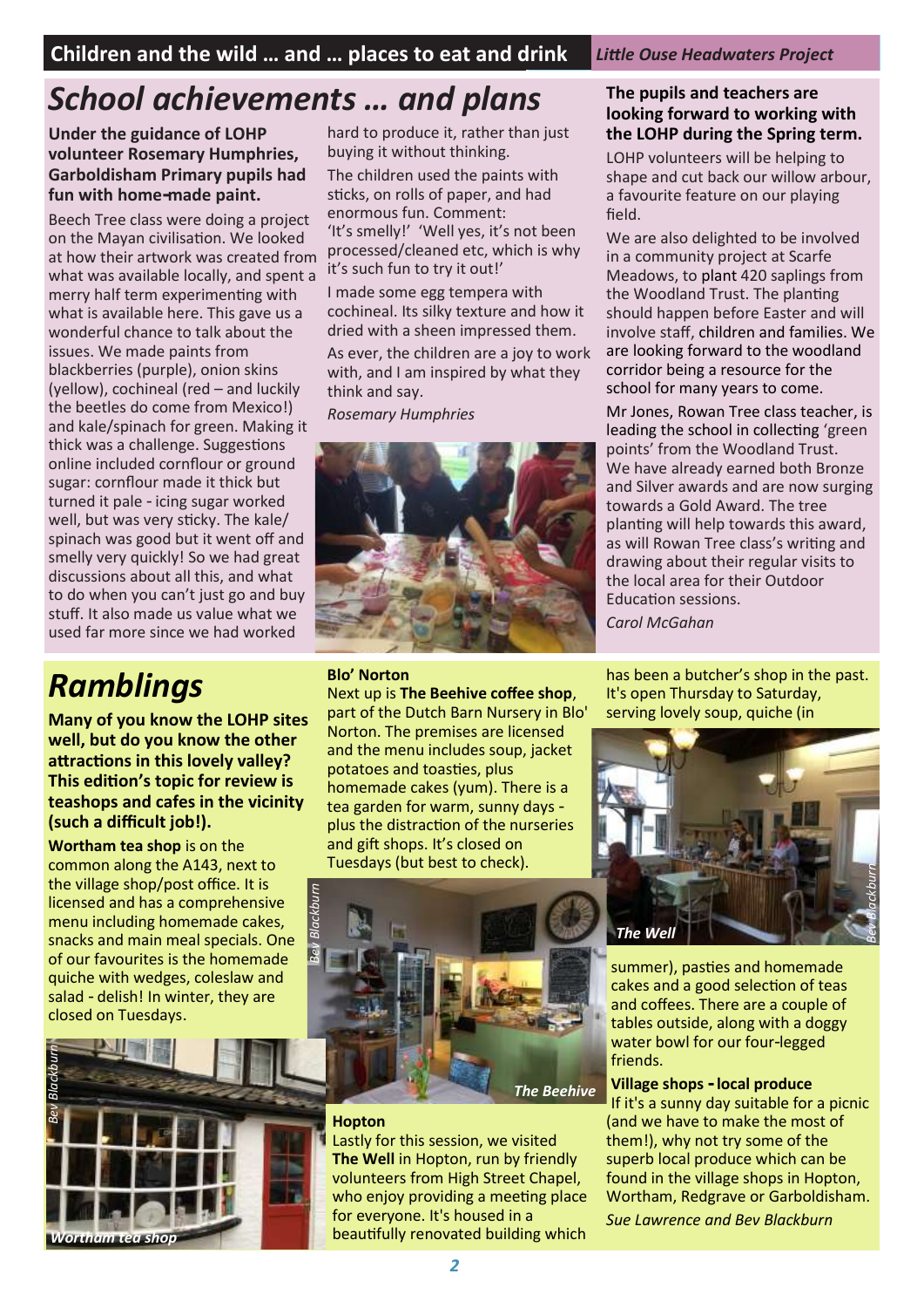# School achievements … and plans

**Under the guidance of LOHP volunteer Rosemary Humphries, Garboldisham Primary pupils had fun with home-made paint.**

Beech Tree class were doing a project on the Mayan civilisation. We looked at how their artwork was created from what was available locally, and spent a merry half term experimenting with what is available here. This gave us a wonderful chance to talk about the issues. We made paints from blackberries (purple), onion skins (yellow), cochineal (red – and luckily the beetles do come from Mexico!) and kale/spinach for green. Making it thick was a challenge. Suggestions online included cornflour or ground sugar: cornflour made it thick but turned it pale - icing sugar worked well, but was very sticky. The kale/spinach was good but it went off and smelly very quickly! So we had great discussions about all this, and what to do when you can't just go and buy stuff. It also made us value what we used far more since we had worked hard to produce it, rather than just buying it without thinking.

The children used the paints with sticks, on rolls of paper, and had enormous fun. Comment: 'It's smelly!' 'Well yes, it's not been processed/cleaned etc, which is why it's such fun to try it out!'

I made some egg tempera with cochineal. Its silky texture and how it dried with a sheen impressed them.

As ever, the children are a joy to work with, and I am inspired by what they think and say.

*Rosemary Humphries*

**The pupils and teachers are looking forward to working with the LOHP during the Spring term.**

LOHP volunteers will be helping to shape and cut back our willow arbour, a favourite feature on our playing field.

We are also delighted to be involved in a community project at Scarfe Meadows, to plant 420 saplings from the Woodland Trust. The planting should happen before Easter and will involve staff, children and families. We are looking forward to the woodland corridor being a resource for the school for many years to come.

Mr Jones, Rowan Tree class teacher, is leading the school in collecting 'green points' from the Woodland Trust. We have already earned both Bronze and Silver awards and are now surging towards a Gold Award. The tree planting will help towards this award, as will Rowan Tree class's writing and drawing about their regular visits to the local area for their Outdoor Education sessions.

*Carol McGahan*

# Ramblings

**Many of you know the LOHP sites well, but do you know the other attractions in this lovely valley? This edition's topic for review is teashops and cafes in the vicinity (such a difficult job!).**

**Wortham tea shop** is on the common along the A143, next to the village shop/post office. It is licensed and has a comprehensive menu including homemade cakes, snacks and main meal specials. One of our favourites is the homemade quiche with wedges, coleslaw and salad - delish! In winter, they are closed on Tuesdays.

*Wortham tea shop* (Bev Blackburn)

**Blo' Norton**

Next up is **The Beehive coffee shop**, part of the Dutch Barn Nursery in Blo' Norton. The premises are licensed and the menu includes soup, jacket potatoes and toasties, plus homemade cakes (yum). There is a tea garden for warm, sunny days - plus the distraction of the nurseries and gift shops. It's closed on Tuesdays (but best to check).

*The Beehive* (Bev Blackburn)

**Hopton**

Lastly for this session, we visited **The Well** in Hopton, run by friendly volunteers from High Street Chapel, who enjoy providing a meeting place for everyone. It's housed in a beautifully renovated building which has been a butcher's shop in the past. It's open Thursday to Saturday, serving lovely soup, quiche (in summer), pasties and homemade cakes and a good selection of teas and coffees. There are a couple of tables outside, along with a doggy water bowl for our four-legged friends.

*The Well* (Bev Blackburn)

**Village shops - local produce**

If it's a sunny day suitable for a picnic (and we have to make the most of them!), why not try some of the superb local produce which can be found in the village shops in Hopton, Wortham, Redgrave or Garboldisham.

*Sue Lawrence and Bev Blackburn*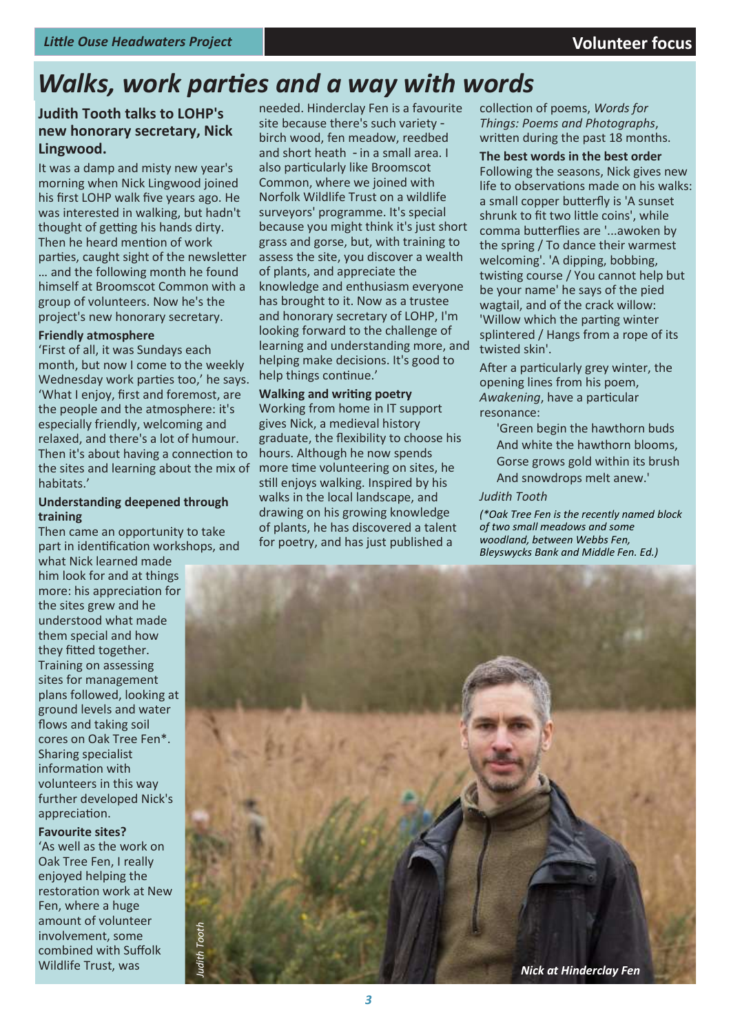# Walks, work parties and a way with words

## Judith Tooth talks to LOHP's new honorary secretary, Nick Lingwood.

It was a damp and misty new year's morning when Nick Lingwood joined his first LOHP walk five years ago. He was interested in walking, but hadn't thought of getting his hands dirty. Then he heard mention of work parties, caught sight of the newsletter … and the following month he found himself at Broomscot Common with a group of volunteers. Now he's the project's new honorary secretary.

### Friendly atmosphere

'First of all, it was Sundays each month, but now I come to the weekly Wednesday work parties too,' he says. 'What I enjoy, first and foremost, are the people and the atmosphere: it's especially friendly, welcoming and relaxed, and there's a lot of humour. Then it's about having a connection to the sites and learning about the mix of habitats.'

### Understanding deepened through training

Then came an opportunity to take part in identification workshops, and what Nick learned made him look for and at things more: his appreciation for the sites grew and he understood what made them special and how they fitted together. Training on assessing sites for management plans followed, looking at ground levels and water flows and taking soil cores on Oak Tree Fen*. Sharing specialist information with volunteers in this way further developed Nick's appreciation.

### Favourite sites?

'As well as the work on Oak Tree Fen, I really enjoyed helping the restoration work at New Fen, where a huge amount of volunteer involvement, some combined with Suffolk Wildlife Trust, was needed. Hinderclay Fen is a favourite site because there's such variety - birch wood, fen meadow, reedbed and short heath - in a small area. I also particularly like Broomscot Common, where we joined with Norfolk Wildlife Trust on a wildlife surveyors' programme. It's special because you might think it's just short grass and gorse, but, with training to assess the site, you discover a wealth of plants, and appreciate the knowledge and enthusiasm everyone has brought to it. Now as a trustee and honorary secretary of LOHP, I'm looking forward to the challenge of learning and understanding more, and helping make decisions. It's good to help things continue.'

### Walking and writing poetry

Working from home in IT support gives Nick, a medieval history graduate, the flexibility to choose his hours. Although he now spends more time volunteering on sites, he still enjoys walking. Inspired by his walks in the local landscape, and drawing on his growing knowledge of plants, he has discovered a talent for poetry, and has just published a collection of poems, *Words for Things: Poems and Photographs*, written during the past 18 months.

### The best words in the best order

Following the seasons, Nick gives new life to observations made on his walks: a small copper butterfly is 'A sunset shrunk to fit two little coins', while comma butterflies are '...awoken by the spring / To dance their warmest welcoming'. 'A dipping, bobbing, twisting course / You cannot help but be your name' he says of the pied wagtail, and of the crack willow: 'Willow which the parting winter splintered / Hangs from a rope of its twisted skin'.

After a particularly grey winter, the opening lines from his poem, *Awakening*, have a particular resonance:

> 'Green begin the hawthorn buds
> And white the hawthorn blooms,
> Gorse grows gold within its brush
> And snowdrops melt anew.'

*Judith Tooth*

*(*Oak Tree Fen is the recently named block of two small meadows and some woodland, between Webbs Fen, Bleyswycks Bank and Middle Fen. Ed.)*

*Judith Tooth*

*Nick at Hinderclay Fen*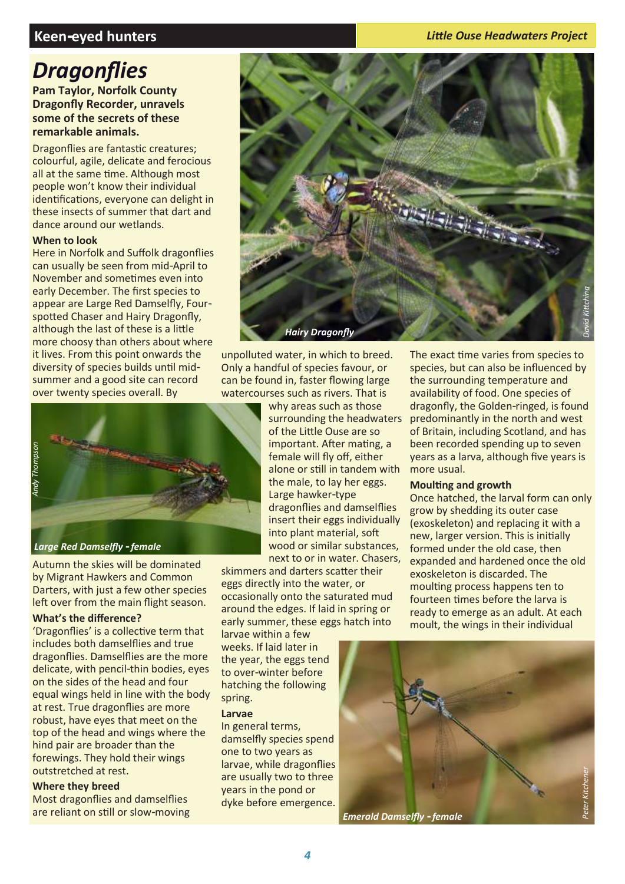# Dragonflies

**Pam Taylor, Norfolk County Dragonfly Recorder, unravels some of the secrets of these remarkable animals.**

Dragonflies are fantastic creatures; colourful, agile, delicate and ferocious all at the same time. Although most people won't know their individual identifications, everyone can delight in these insects of summer that dart and dance around our wetlands.

### When to look

Here in Norfolk and Suffolk dragonflies can usually be seen from mid-April to November and sometimes even into early December. The first species to appear are Large Red Damselfly, Four-spotted Chaser and Hairy Dragonfly, although the last of these is a little more choosy than others about where it lives. From this point onwards the diversity of species builds until mid-summer and a good site can record over twenty species overall. By Autumn the skies will be dominated by Migrant Hawkers and Common Darters, with just a few other species left over from the main flight season.

*Hairy Dragonfly*

*Large Red Damselfly - female*

### What's the difference?

'Dragonflies' is a collective term that includes both damselflies and true dragonflies. Damselflies are the more delicate, with pencil-thin bodies, eyes on the sides of the head and four equal wings held in line with the body at rest. True dragonflies are more robust, have eyes that meet on the top of the head and wings where the hind pair are broader than the forewings. They hold their wings outstretched at rest.

### Where they breed

Most dragonflies and damselflies are reliant on still or slow-moving unpolluted water, in which to breed. Only a handful of species favour, or can be found in, faster flowing large watercourses such as rivers. That is why areas such as those surrounding the headwaters of the Little Ouse are so important. After mating, a female will fly off, either alone or still in tandem with the male, to lay her eggs. Large hawker-type dragonflies and damselflies insert their eggs individually into plant material, soft wood or similar substances, next to or in water. Chasers, skimmers and darters scatter their eggs directly into the water, or occasionally onto the saturated mud around the edges. If laid in spring or early summer, these eggs hatch into larvae within a few weeks. If laid later in the year, the eggs tend to over-winter before hatching the following spring.

### Larvae

In general terms, damselfly species spend one to two years as larvae, while dragonflies are usually two to three years in the pond or dyke before emergence. The exact time varies from species to species, but can also be influenced by the surrounding temperature and availability of food. One species of dragonfly, the Golden-ringed, is found predominantly in the north and west of Britain, including Scotland, and has been recorded spending up to seven years as a larva, although five years is more usual.

### Moulting and growth

Once hatched, the larval form can only grow by shedding its outer case (exoskeleton) and replacing it with a new, larger version. This is initially formed under the old case, then expanded and hardened once the old exoskeleton is discarded. The moulting process happens ten to fourteen times before the larva is ready to emerge as an adult. At each moult, the wings in their individual

*Emerald Damselfly - female*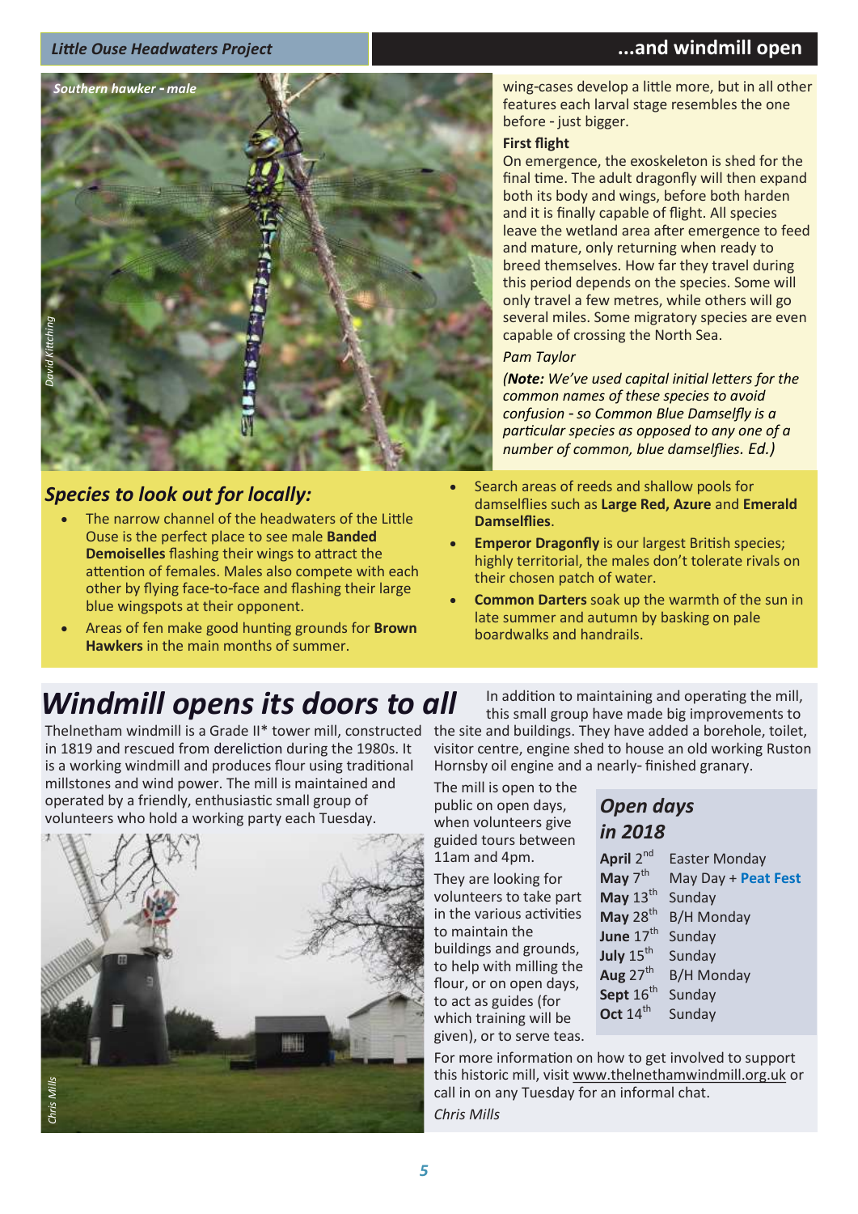wing-cases develop a little more, but in all other features each larval stage resembles the one before - just bigger.

**First flight**

On emergence, the exoskeleton is shed for the final time. The adult dragonfly will then expand both its body and wings, before both harden and it is finally capable of flight. All species leave the wetland area after emergence to feed and mature, only returning when ready to breed themselves. How far they travel during this period depends on the species. Some will only travel a few metres, while others will go several miles. Some migratory species are even capable of crossing the North Sea.

*Pam Taylor*

*(**Note:** We've used capital initial letters for the common names of these species to avoid confusion - so Common Blue Damselfly is a particular species as opposed to any one of a number of common, blue damselflies. Ed.)*

*Southern hawker - male*

*David Kitching*

## *Species to look out for locally:*

- The narrow channel of the headwaters of the Little Ouse is the perfect place to see male **Banded Demoiselles** flashing their wings to attract the attention of females. Males also compete with each other by flying face-to-face and flashing their large blue wingspots at their opponent.
- Areas of fen make good hunting grounds for **Brown Hawkers** in the main months of summer.
- Search areas of reeds and shallow pools for damselflies such as **Large Red, Azure** and **Emerald Damselflies**.
- **Emperor Dragonfly** is our largest British species; highly territorial, the males don't tolerate rivals on their chosen patch of water.
- **Common Darters** soak up the warmth of the sun in late summer and autumn by basking on pale boardwalks and handrails.

# *Windmill opens its doors to all*

Thelnetham windmill is a Grade II* tower mill, constructed in 1819 and rescued from dereliction during the 1980s. It is a working windmill and produces flour using traditional millstones and wind power. The mill is maintained and operated by a friendly, enthusiastic small group of volunteers who hold a working party each Tuesday.

*Chris Mills*

In addition to maintaining and operating the mill, this small group have made big improvements to the site and buildings. They have added a borehole, toilet, visitor centre, engine shed to house an old working Ruston Hornsby oil engine and a nearly- finished granary.

The mill is open to the public on open days, when volunteers give guided tours between 11am and 4pm.

They are looking for volunteers to take part in the various activities to maintain the buildings and grounds, to help with milling the flour, or on open days, to act as guides (for which training will be given), or to serve teas.

## *Open days in 2018*

| | |
|---|---|
| **April** 2nd | Easter Monday |
| **May** 7th | May Day + **Peat Fest** |
| **May** 13th | Sunday |
| **May** 28th | B/H Monday |
| **June** 17th | Sunday |
| **July** 15th | Sunday |
| **Aug** 27th | B/H Monday |
| **Sept** 16th | Sunday |
| **Oct** 14th | Sunday |

For more information on how to get involved to support this historic mill, visit www.thelnethamwindmill.org.uk or call in on any Tuesday for an informal chat.

*Chris Mills*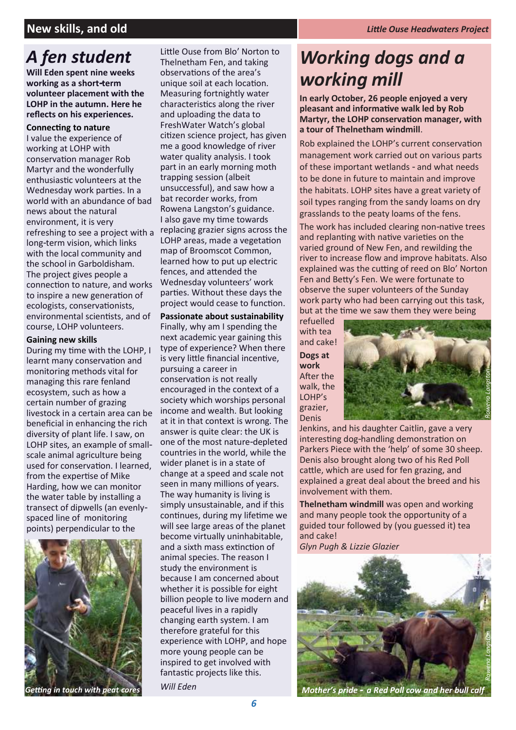# A fen student

**Will Eden spent nine weeks working as a short-term volunteer placement with the LOHP in the autumn. Here he reflects on his experiences.**

### Connecting to nature

I value the experience of working at LOHP with conservation manager Rob Martyr and the wonderfully enthusiastic volunteers at the Wednesday work parties. In a world with an abundance of bad news about the natural environment, it is very refreshing to see a project with a long-term vision, which links with the local community and the school in Garboldisham. The project gives people a connection to nature, and works to inspire a new generation of ecologists, conservationists, environmental scientists, and of course, LOHP volunteers.

### Gaining new skills

During my time with the LOHP, I learnt many conservation and monitoring methods vital for managing this rare fenland ecosystem, such as how a certain number of grazing livestock in a certain area can be beneficial in enhancing the rich diversity of plant life. I saw, on LOHP sites, an example of small-scale animal agriculture being used for conservation. I learned, from the expertise of Mike Harding, how we can monitor the water table by installing a transect of dipwells (an evenly-spaced line of monitoring points) perpendicular to the Little Ouse from Blo' Norton to Thelnetham Fen, and taking observations of the area's unique soil at each location. Measuring fortnightly water characteristics along the river and uploading the data to FreshWater Watch's global citizen science project, has given me a good knowledge of river water quality analysis. I took part in an early morning moth trapping session (albeit unsuccessful), and saw how a bat recorder works, from Rowena Langston's guidance. I also gave my time towards replacing grazier signs across the LOHP areas, made a vegetation map of Broomscot Common, learned how to put up electric fences, and attended the Wednesday volunteers' work parties. Without these days the project would cease to function.

*Getting in touch with peat cores*

### Passionate about sustainability

Finally, why am I spending the next academic year gaining this type of experience? When there is very little financial incentive, pursuing a career in conservation is not really encouraged in the context of a society which worships personal income and wealth. But looking at it in that context is wrong. The answer is quite clear: the UK is one of the most nature-depleted countries in the world, while the wider planet is in a state of change at a speed and scale not seen in many millions of years. The way humanity is living is simply unsustainable, and if this continues, during my lifetime we will see large areas of the planet become virtually uninhabitable, and a sixth mass extinction of animal species. The reason I study the environment is because I am concerned about whether it is possible for eight billion people to live modern and peaceful lives in a rapidly changing earth system. I am therefore grateful for this experience with LOHP, and hope more young people can be inspired to get involved with fantastic projects like this.

*Will Eden*

# Working dogs and a working mill

**In early October, 26 people enjoyed a very pleasant and informative walk led by Rob Martyr, the LOHP conservation manager, with a tour of Thelnetham windmill.**

Rob explained the LOHP's current conservation management work carried out on various parts of these important wetlands - and what needs to be done in future to maintain and improve the habitats. LOHP sites have a great variety of soil types ranging from the sandy loams on dry grasslands to the peaty loams of the fens.

The work has included clearing non-native trees and replanting with native varieties on the varied ground of New Fen, and rewilding the river to increase flow and improve habitats. Also explained was the cutting of reed on Blo' Norton Fen and Betty's Fen. We were fortunate to observe the super volunteers of the Sunday work party who had been carrying out this task, but at the time we saw them they were being refuelled with tea and cake!

### Dogs at work

After the walk, the LOHP's grazier, Denis Jenkins, and his daughter Caitlin, gave a very interesting dog-handling demonstration on Parkers Piece with the 'help' of some 30 sheep. Denis also brought along two of his Red Poll cattle, which are used for fen grazing, and explained a great deal about the breed and his involvement with them.

**Thelnetham windmill** was open and working and many people took the opportunity of a guided tour followed by (you guessed it) tea and cake!

*Glyn Pugh & Lizzie Glazier*

*Mother's pride - a Red Poll cow and her bull calf*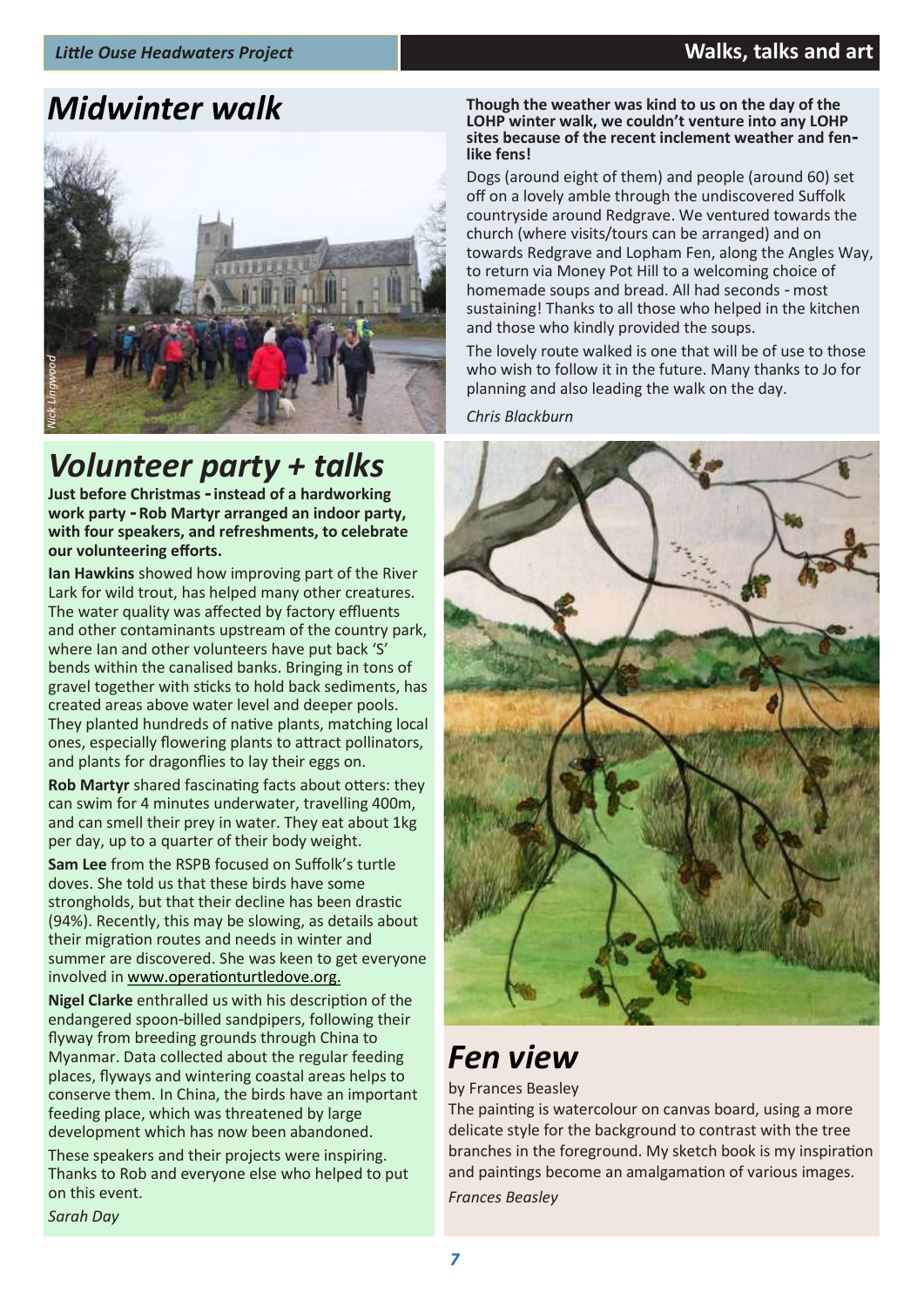# Midwinter walk

Nick Lingwood

**Though the weather was kind to us on the day of the LOHP winter walk, we couldn't venture into any LOHP sites because of the recent inclement weather and fen-like fens!**

Dogs (around eight of them) and people (around 60) set off on a lovely amble through the undiscovered Suffolk countryside around Redgrave. We ventured towards the church (where visits/tours can be arranged) and on towards Redgrave and Lopham Fen, along the Angles Way, to return via Money Pot Hill to a welcoming choice of homemade soups and bread. All had seconds - most sustaining! Thanks to all those who helped in the kitchen and those who kindly provided the soups.

The lovely route walked is one that will be of use to those who wish to follow it in the future. Many thanks to Jo for planning and also leading the walk on the day.

*Chris Blackburn*

# Volunteer party + talks

**Just before Christmas - instead of a hardworking work party - Rob Martyr arranged an indoor party, with four speakers, and refreshments, to celebrate our volunteering efforts.**

**Ian Hawkins** showed how improving part of the River Lark for wild trout, has helped many other creatures. The water quality was affected by factory effluents and other contaminants upstream of the country park, where Ian and other volunteers have put back 'S' bends within the canalised banks. Bringing in tons of gravel together with sticks to hold back sediments, has created areas above water level and deeper pools. They planted hundreds of native plants, matching local ones, especially flowering plants to attract pollinators, and plants for dragonflies to lay their eggs on.

**Rob Martyr** shared fascinating facts about otters: they can swim for 4 minutes underwater, travelling 400m, and can smell their prey in water. They eat about 1kg per day, up to a quarter of their body weight.

**Sam Lee** from the RSPB focused on Suffolk's turtle doves. She told us that these birds have some strongholds, but that their decline has been drastic (94%). Recently, this may be slowing, as details about their migration routes and needs in winter and summer are discovered. She was keen to get everyone involved in www.operationturtledove.org.

**Nigel Clarke** enthralled us with his description of the endangered spoon-billed sandpipers, following their flyway from breeding grounds through China to Myanmar. Data collected about the regular feeding places, flyways and wintering coastal areas helps to conserve them. In China, the birds have an important feeding place, which was threatened by large development which has now been abandoned.

These speakers and their projects were inspiring. Thanks to Rob and everyone else who helped to put on this event.

*Sarah Day*

# Fen view

by Frances Beasley

The painting is watercolour on canvas board, using a more delicate style for the background to contrast with the tree branches in the foreground. My sketch book is my inspiration and paintings become an amalgamation of various images.

*Frances Beasley*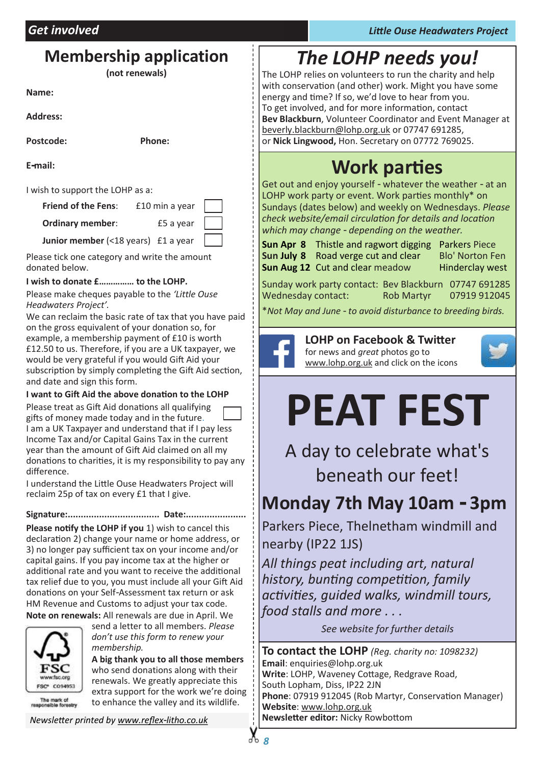Get involved

# Membership application

(not renewals)

**Name:**

**Address:**

**Postcode:** **Phone:**

**E-mail:**

I wish to support the LOHP as a:

| | | |
|---|---|---|
| **Friend of the Fens**: | £10 min a year | ☐ |
| **Ordinary member**: | £5 a year | ☐ |
| **Junior member** (<18 years) | £1 a year | ☐ |

Please tick one category and write the amount donated below.

**I wish to donate £………… to the LOHP.**

Please make cheques payable to the *'Little Ouse Headwaters Project'.*

We can reclaim the basic rate of tax that you have paid on the gross equivalent of your donation so, for example, a membership payment of £10 is worth £12.50 to us. Therefore, if you are a UK taxpayer, we would be very grateful if you would Gift Aid your subscription by simply completing the Gift Aid section, and date and sign this form.

**I want to Gift Aid the above donation to the LOHP**

Please treat as Gift Aid donations all qualifying gifts of money made today and in the future. ☐

I am a UK Taxpayer and understand that if I pay less Income Tax and/or Capital Gains Tax in the current year than the amount of Gift Aid claimed on all my donations to charities, it is my responsibility to pay any difference.

I understand the Little Ouse Headwaters Project will reclaim 25p of tax on every £1 that I give.

**Signature:................................... Date:.......................**

**Please notify the LOHP if you** 1) wish to cancel this declaration 2) change your name or home address, or 3) no longer pay sufficient tax on your income and/or capital gains. If you pay income tax at the higher or additional rate and you want to receive the additional tax relief due to you, you must include all your Gift Aid donations on your Self-Assessment tax return or ask HM Revenue and Customs to adjust your tax code.

**Note on renewals:** All renewals are due in April. We send a letter to all members. *Please don't use this form to renew your membership.*

**A big thank you to all those members** who send donations along with their renewals. We greatly appreciate this extra support for the work we're doing to enhance the valley and its wildlife.

FSC www.fsc.org FSC® C094953 The mark of responsible forestry

*Newsletter printed by www.reflex-litho.co.uk*

Little Ouse Headwaters Project

# *The LOHP needs you!*

The LOHP relies on volunteers to run the charity and help with conservation (and other) work. Might you have some energy and time? If so, we'd love to hear from you.
To get involved, and for more information, contact **Bev Blackburn**, Volunteer Coordinator and Event Manager at beverly.blackburn@lohp.org.uk or 07747 691285, or **Nick Lingwood,** Hon. Secretary on 07772 769025.

# Work parties

Get out and enjoy yourself - whatever the weather - at an LOHP work party or event. Work parties monthly* on Sundays (dates below) and weekly on Wednesdays. *Please check website/email circulation for details and location which may change - depending on the weather.*

| | | |
|---|---|---|
| **Sun Apr 8** | Thistle and ragwort digging | Parkers Piece |
| **Sun July 8** | Road verge cut and clear | Blo' Norton Fen |
| **Sun Aug 12** | Cut and clear meadow | Hinderclay west |

| | | |
|---|---|---|
| Sunday work party contact: | Bev Blackburn | 07747 691285 |
| Wednesday contact: | Rob Martyr | 07919 912045 |

**Not May and June - to avoid disturbance to breeding birds.*

**LOHP on Facebook & Twitter**
for news and *great* photos go to www.lohp.org.uk and click on the icons

# PEAT FEST

A day to celebrate what's beneath our feet!

## Monday 7th May 10am - 3pm

Parkers Piece, Thelnetham windmill and nearby (IP22 1JS)

*All things peat including art, natural history, bunting competition, family activities, guided walks, windmill tours, food stalls and more . . .*

*See website for further details*

**To contact the LOHP** *(Reg. charity no: 1098232)*
**Email**: enquiries@lohp.org.uk
**Write**: LOHP, Waveney Cottage, Redgrave Road, South Lopham, Diss, IP22 2JN
**Phone**: 07919 912045 (Rob Martyr, Conservation Manager)
**Website**: www.lohp.org.uk
**Newsletter editor:** Nicky Rowbottom